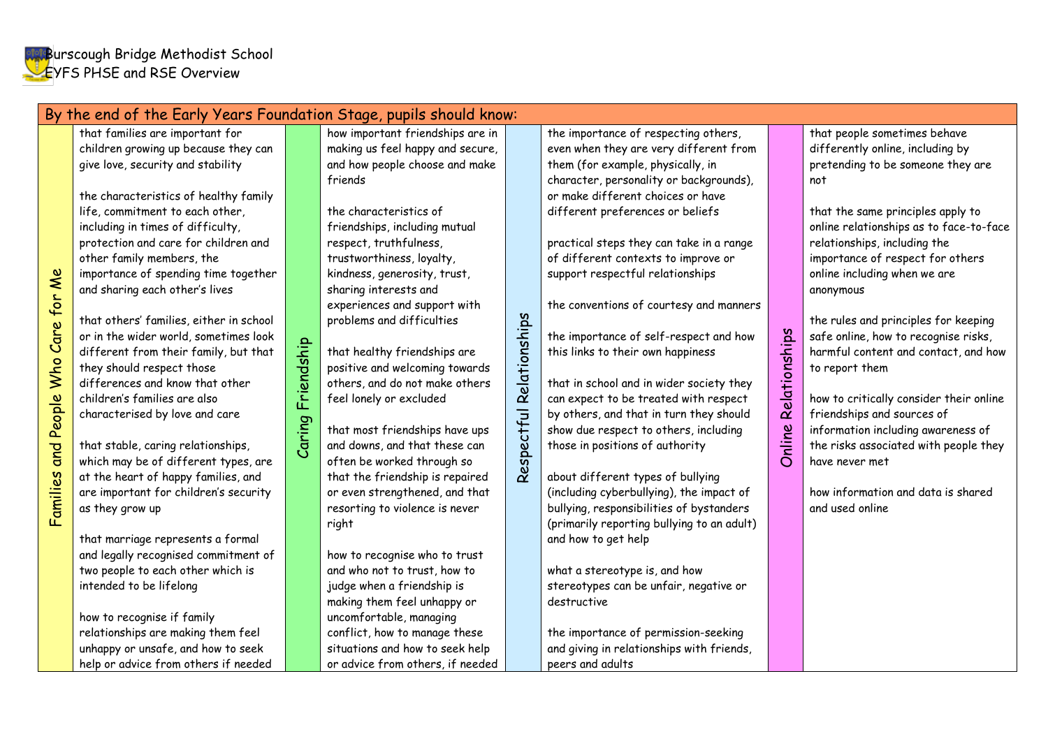Burscough Bridge Methodist School
EYFS PHSE and RSE Overview

## By the end of the Early Years Foundation Stage, pupils should know:

| Families and People Who Care for Me | Caring Friendship | Respectful Relationships | Online Relationships |
|---|---|---|---|
| that families are important for children growing up because they can give love, security and stability<br><br>the characteristics of healthy family life, commitment to each other, including in times of difficulty, protection and care for children and other family members, the importance of spending time together and sharing each other's lives<br><br>that others' families, either in school or in the wider world, sometimes look different from their family, but that they should respect those differences and know that other children's families are also characterised by love and care<br><br>that stable, caring relationships, which may be of different types, are at the heart of happy families, and are important for children's security as they grow up<br><br>that marriage represents a formal and legally recognised commitment of two people to each other which is intended to be lifelong<br><br>how to recognise if family relationships are making them feel unhappy or unsafe, and how to seek help or advice from others if needed | how important friendships are in making us feel happy and secure, and how people choose and make friends<br><br>the characteristics of friendships, including mutual respect, truthfulness, trustworthiness, loyalty, kindness, generosity, trust, sharing interests and experiences and support with problems and difficulties<br><br>that healthy friendships are positive and welcoming towards others, and do not make others feel lonely or excluded<br><br>that most friendships have ups and downs, and that these can often be worked through so that the friendship is repaired or even strengthened, and that resorting to violence is never right<br><br>how to recognise who to trust and who not to trust, how to judge when a friendship is making them feel unhappy or uncomfortable, managing conflict, how to manage these situations and how to seek help or advice from others, if needed | the importance of respecting others, even when they are very different from them (for example, physically, in character, personality or backgrounds), or make different choices or have different preferences or beliefs<br><br>practical steps they can take in a range of different contexts to improve or support respectful relationships<br><br>the conventions of courtesy and manners<br><br>the importance of self-respect and how this links to their own happiness<br><br>that in school and in wider society they can expect to be treated with respect by others, and that in turn they should show due respect to others, including those in positions of authority<br><br>about different types of bullying (including cyberbullying), the impact of bullying, responsibilities of bystanders (primarily reporting bullying to an adult) and how to get help<br><br>what a stereotype is, and how stereotypes can be unfair, negative or destructive<br><br>the importance of permission-seeking and giving in relationships with friends, peers and adults | that people sometimes behave differently online, including by pretending to be someone they are not<br><br>that the same principles apply to online relationships as to face-to-face relationships, including the importance of respect for others online including when we are anonymous<br><br>the rules and principles for keeping safe online, how to recognise risks, harmful content and contact, and how to report them<br><br>how to critically consider their online friendships and sources of information including awareness of the risks associated with people they have never met<br><br>how information and data is shared and used online |